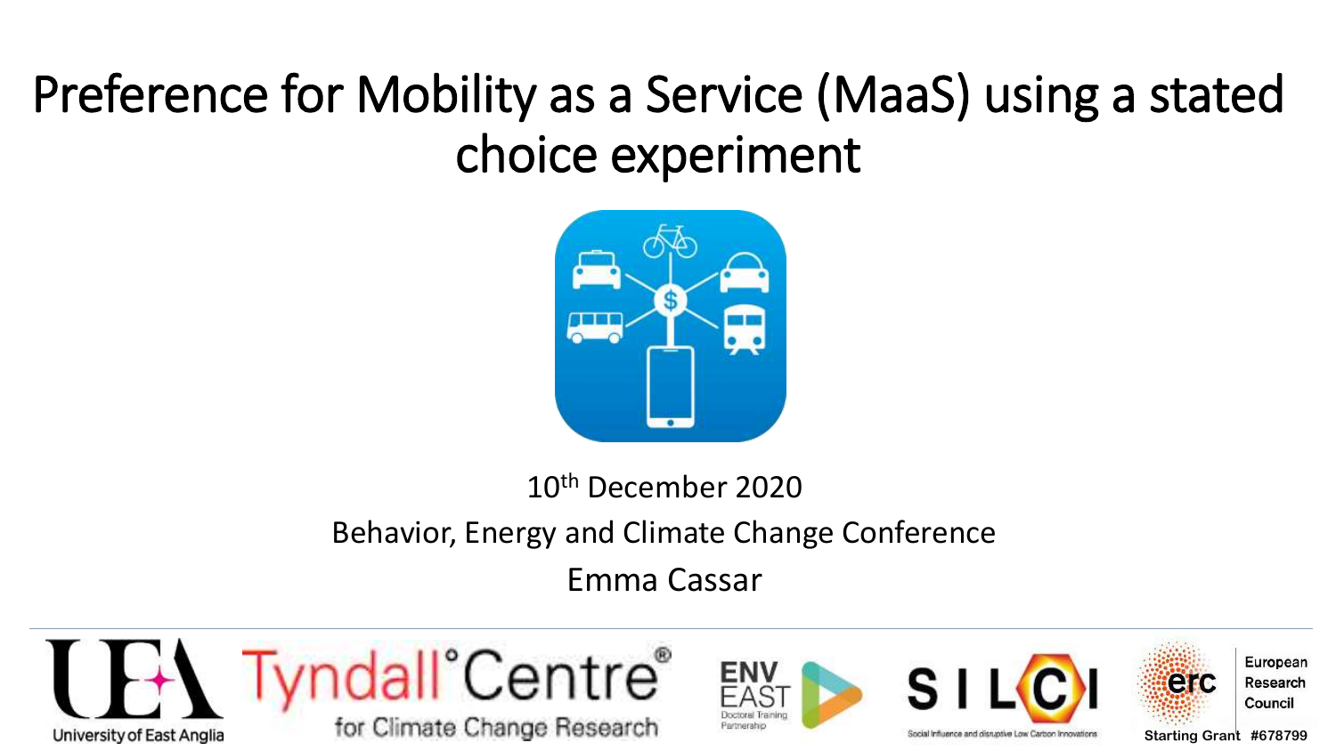# Preference for Mobility as a Service (MaaS) using a stated choice experiment

10th December 2020

Behavior, Energy and Climate Change Conference

Emma Cassar

University of East Anglia

Tyndall°Centre® for Climate Change Research

ENV EAST Doctoral Training Partnership

SILCI Social Influence and disruptive Low Carbon Innovations

erc European Research Council

Starting Grant #678799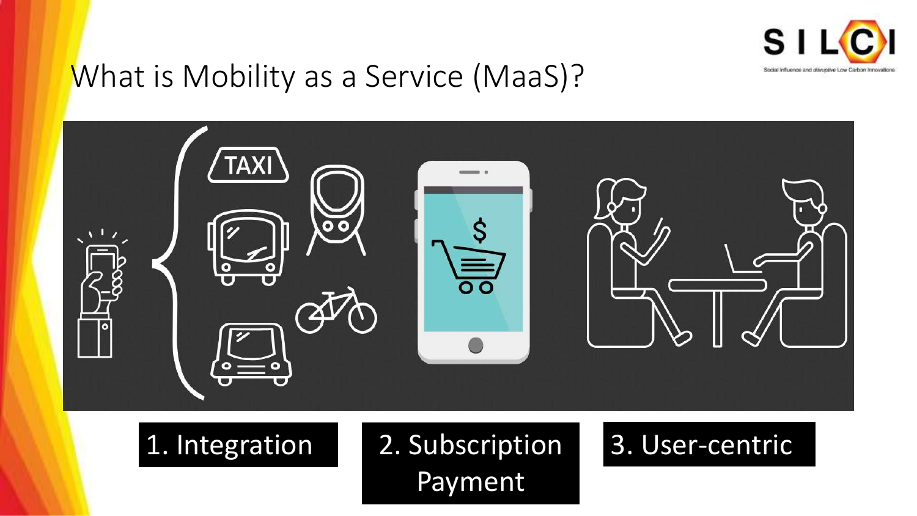# What is Mobility as a Service (MaaS)?

1. Integration

2. Subscription Payment

3. User-centric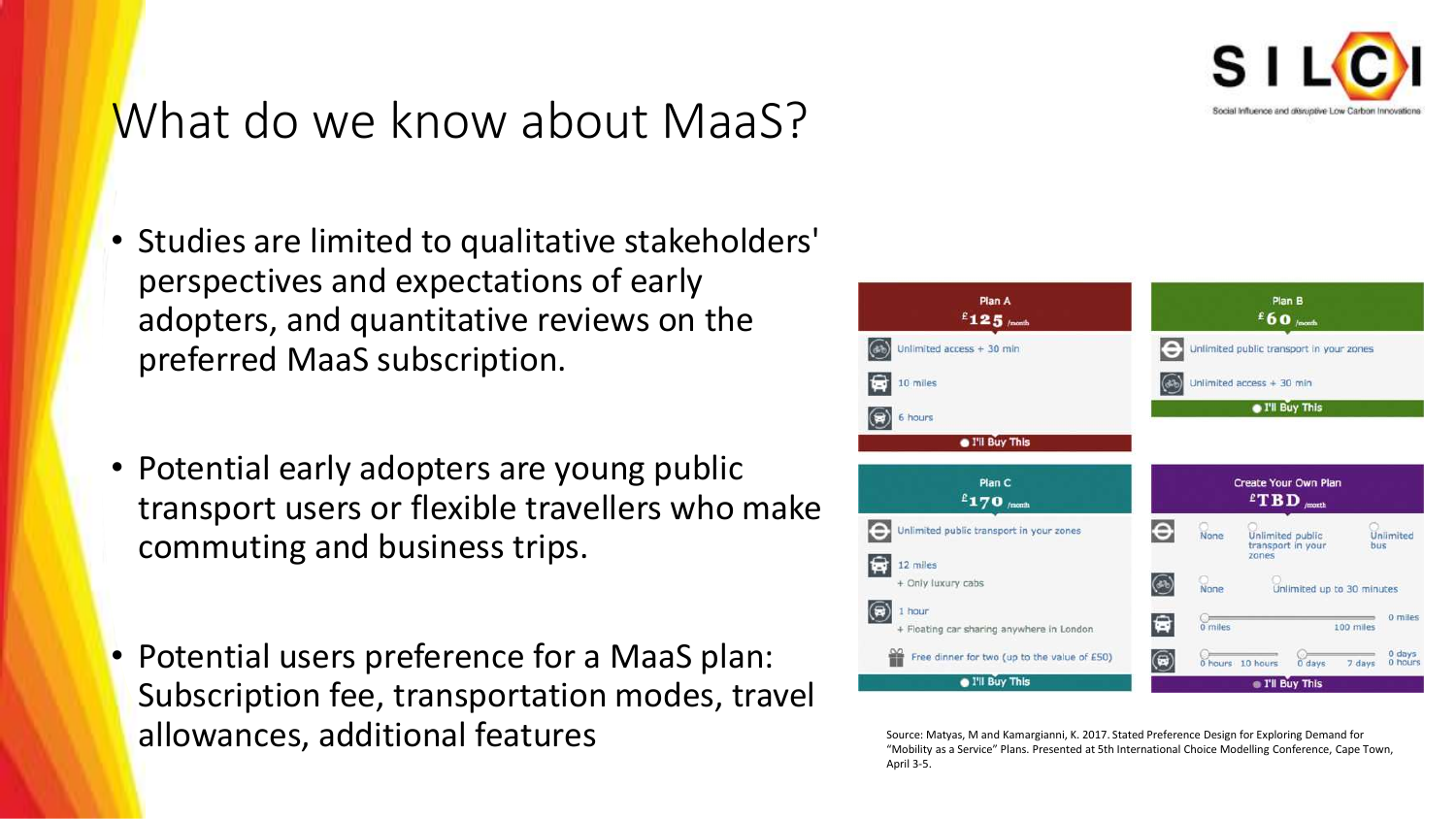# What do we know about MaaS?

- Studies are limited to qualitative stakeholders' perspectives and expectations of early adopters, and quantitative reviews on the preferred MaaS subscription.
- Potential early adopters are young public transport users or flexible travellers who make commuting and business trips.
- Potential users preference for a MaaS plan: Subscription fee, transportation modes, travel allowances, additional features

**Plan A**
£125 /month
- Unlimited access + 30 min
- 10 miles
- 6 hours

I'll Buy This

**Plan B**
£60 /month
- Unlimited public transport in your zones
- Unlimited access + 30 min

I'll Buy This

**Plan C**
£170 /month
- Unlimited public transport in your zones
- 12 miles
  + Only luxury cabs
- 1 hour
  + Floating car sharing anywhere in London
- Free dinner for two (up to the value of £50)

I'll Buy This

**Create Your Own Plan**
£TBD /month
- None / Unlimited public transport in your zones / Unlimited bus
- None / Unlimited up to 30 minutes
- 0 miles — 100 miles; 0 miles
- 0 hours — 10 hours; 0 days — 7 days; 0 days 0 hours

I'll Buy This

Source: Matyas, M and Kamargianni, K. 2017. Stated Preference Design for Exploring Demand for "Mobility as a Service" Plans. Presented at 5th International Choice Modelling Conference, Cape Town, April 3-5.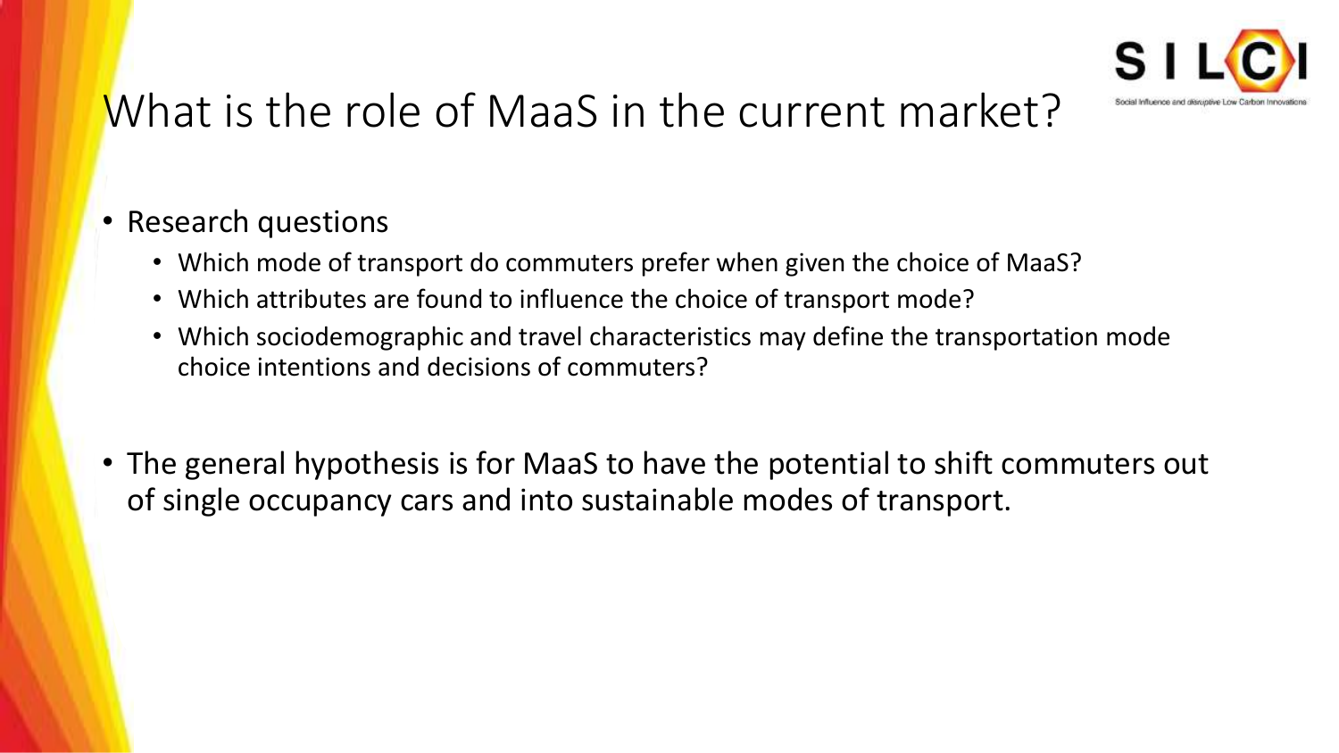# What is the role of MaaS in the current market?

- Research questions
  - Which mode of transport do commuters prefer when given the choice of MaaS?
  - Which attributes are found to influence the choice of transport mode?
  - Which sociodemographic and travel characteristics may define the transportation mode choice intentions and decisions of commuters?

- The general hypothesis is for MaaS to have the potential to shift commuters out of single occupancy cars and into sustainable modes of transport.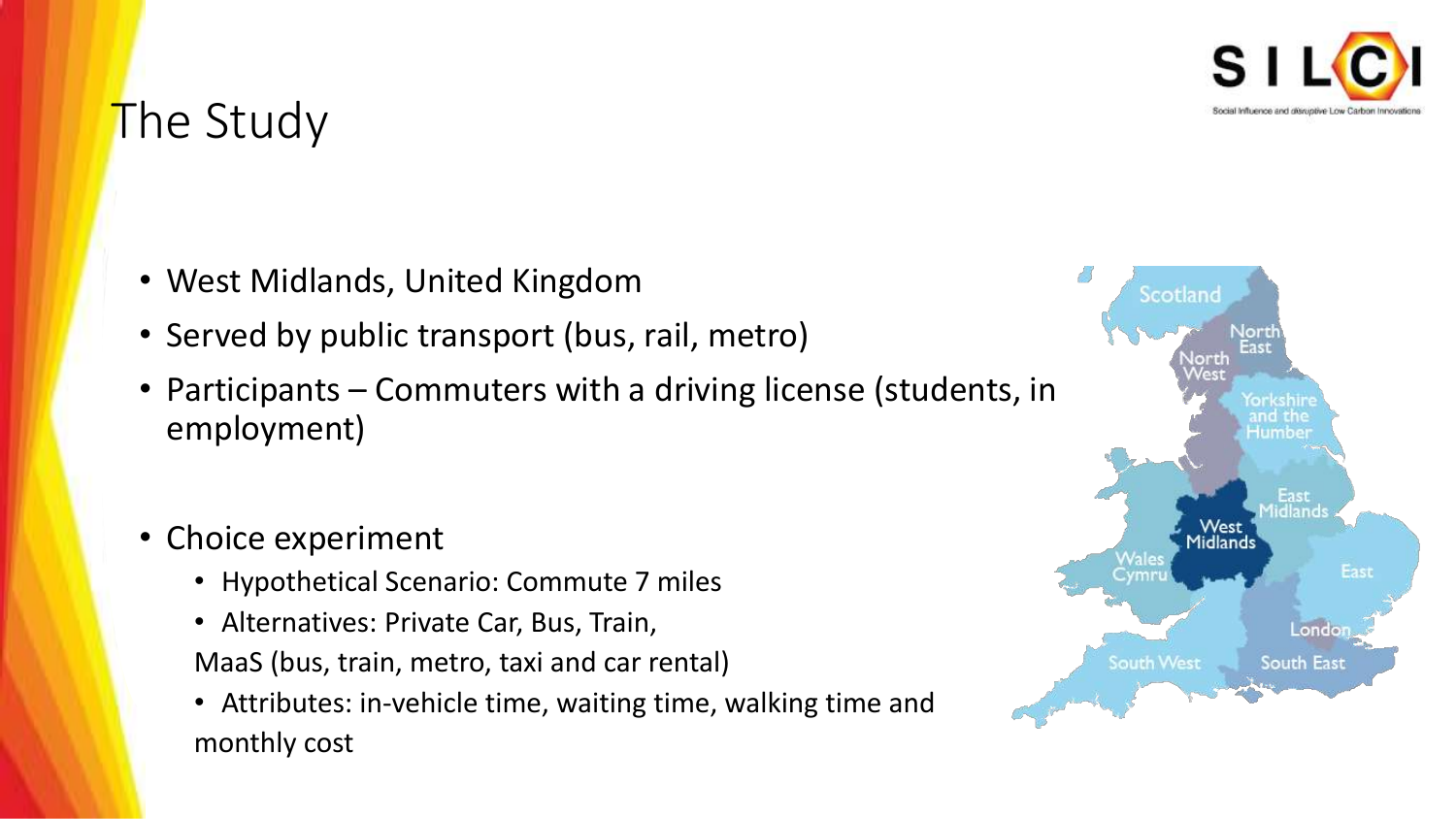# The Study

- West Midlands, United Kingdom
- Served by public transport (bus, rail, metro)
- Participants – Commuters with a driving license (students, in employment)

- Choice experiment
  - Hypothetical Scenario: Commute 7 miles
  - Alternatives: Private Car, Bus, Train,
    MaaS (bus, train, metro, taxi and car rental)
  - Attributes: in-vehicle time, waiting time, walking time and monthly cost

Scotland
North East
North West
Yorkshire and the Humber
East Midlands
West Midlands
Wales Cymru
East
London
South West
South East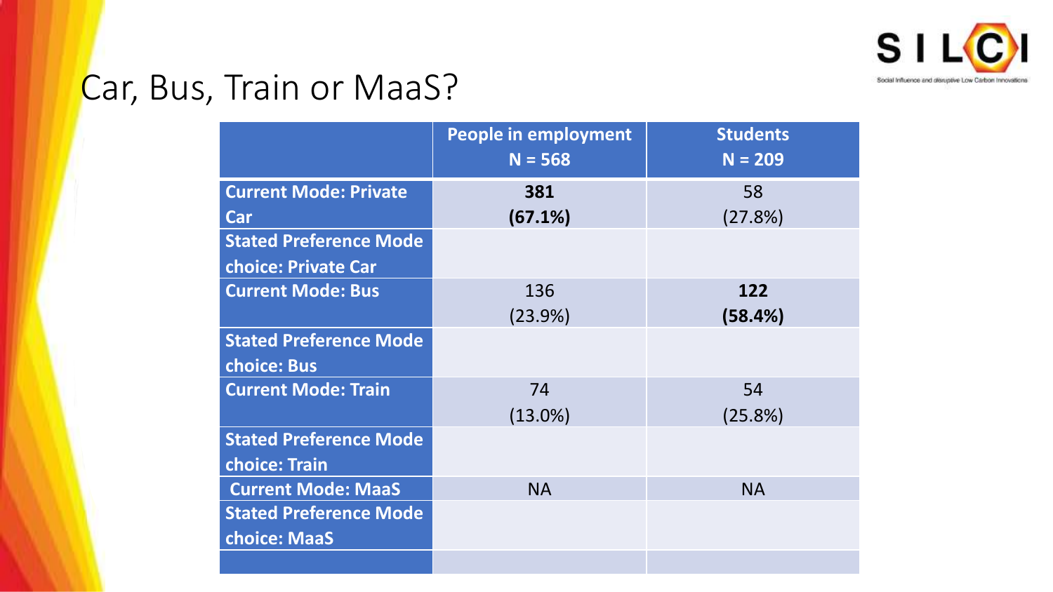# Car, Bus, Train or MaaS?

| | People in employment N = 568 | Students N = 209 |
|---|---|---|
| **Current Mode: Private Car** | **381 (67.1%)** | 58 (27.8%) |
| **Stated Preference Mode choice: Private Car** | | |
| **Current Mode: Bus** | 136 (23.9%) | **122 (58.4%)** |
| **Stated Preference Mode choice: Bus** | | |
| **Current Mode: Train** | 74 (13.0%) | 54 (25.8%) |
| **Stated Preference Mode choice: Train** | | |
| **Current Mode: MaaS** | NA | NA |
| **Stated Preference Mode choice: MaaS** | | |
| | | |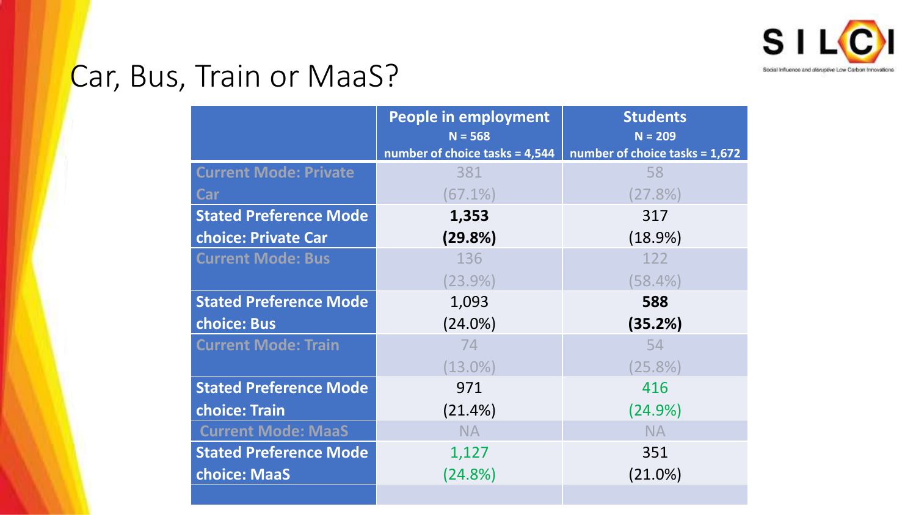# Car, Bus, Train or MaaS?

| | People in employment<br>N = 568<br>number of choice tasks = 4,544 | Students<br>N = 209<br>number of choice tasks = 1,672 |
|---|---|---|
| Current Mode: Private Car | 381<br>(67.1%) | 58<br>(27.8%) |
| Stated Preference Mode choice: Private Car | **1,353**<br>**(29.8%)** | 317<br>(18.9%) |
| Current Mode: Bus | 136<br>(23.9%) | 122<br>(58.4%) |
| Stated Preference Mode choice: Bus | 1,093<br>(24.0%) | **588**<br>**(35.2%)** |
| Current Mode: Train | 74<br>(13.0%) | 54<br>(25.8%) |
| Stated Preference Mode choice: Train | 971<br>(21.4%) | 416<br>(24.9%) |
| Current Mode: MaaS | NA | NA |
| Stated Preference Mode choice: MaaS | 1,127<br>(24.8%) | 351<br>(21.0%) |
| | | |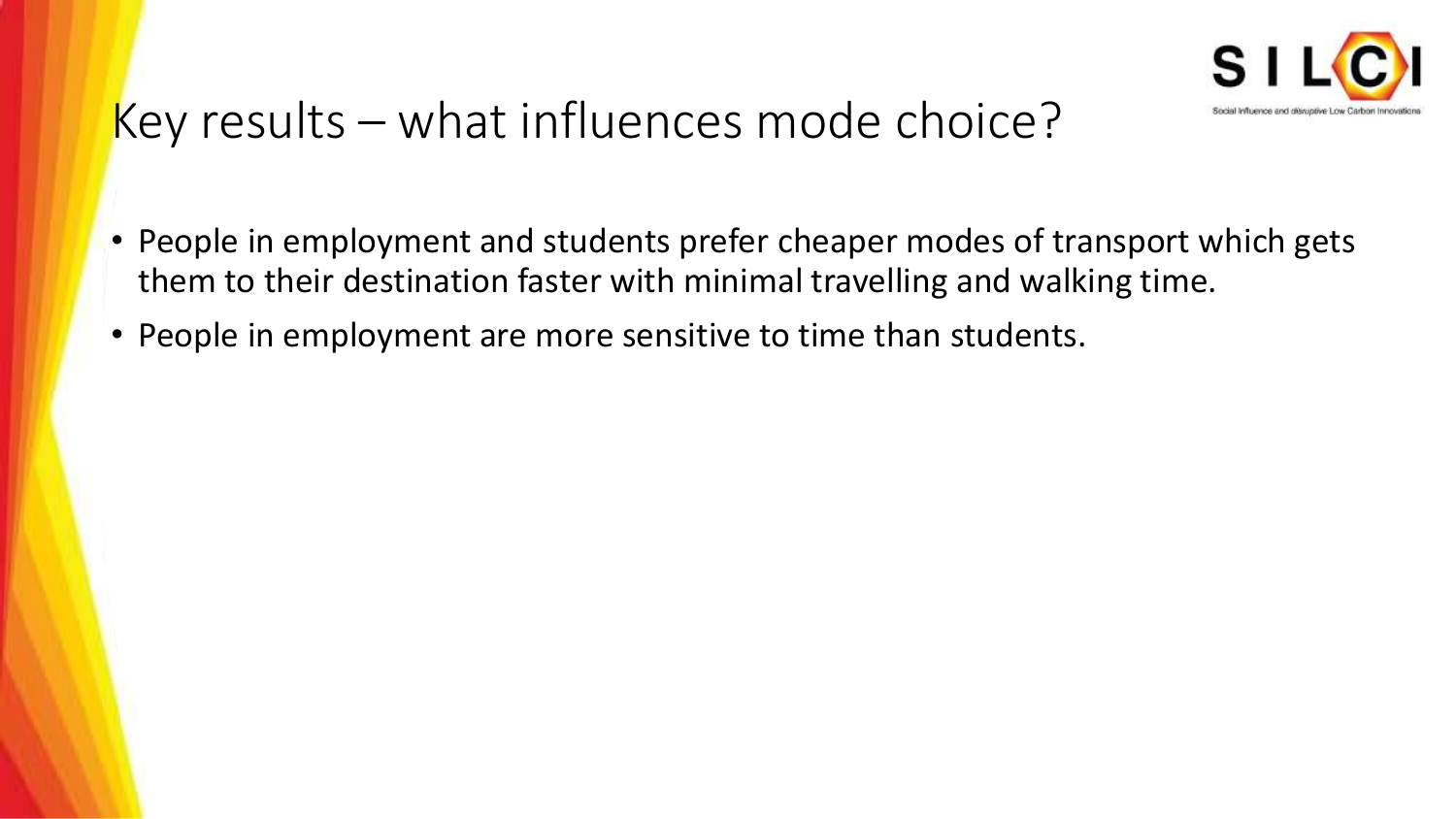# Key results – what influences mode choice?

- People in employment and students prefer cheaper modes of transport which gets them to their destination faster with minimal travelling and walking time.
- People in employment are more sensitive to time than students.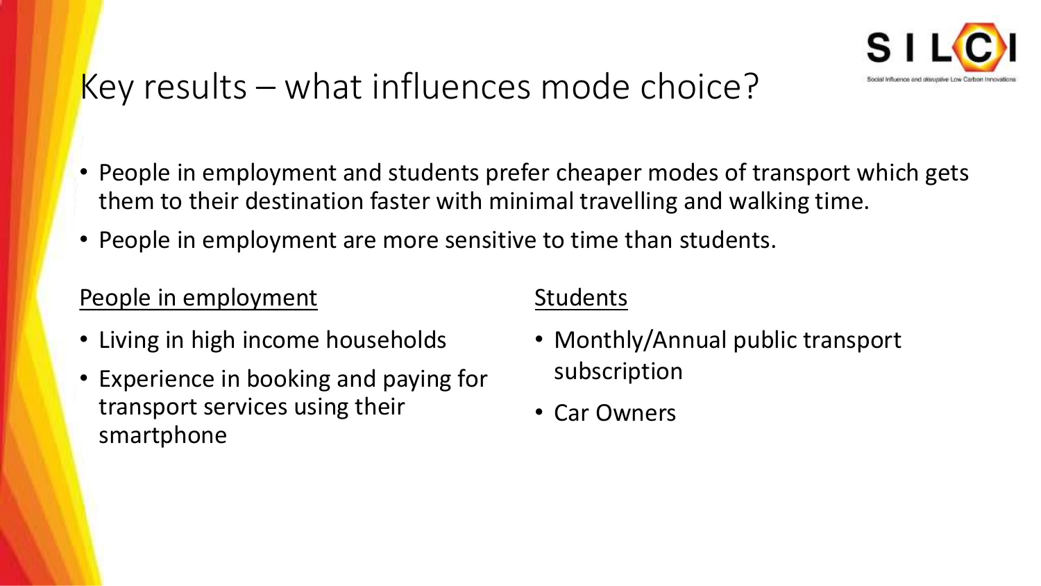# Key results – what influences mode choice?

- People in employment and students prefer cheaper modes of transport which gets them to their destination faster with minimal travelling and walking time.
- People in employment are more sensitive to time than students.

People in employment

- Living in high income households
- Experience in booking and paying for transport services using their smartphone

Students

- Monthly/Annual public transport subscription
- Car Owners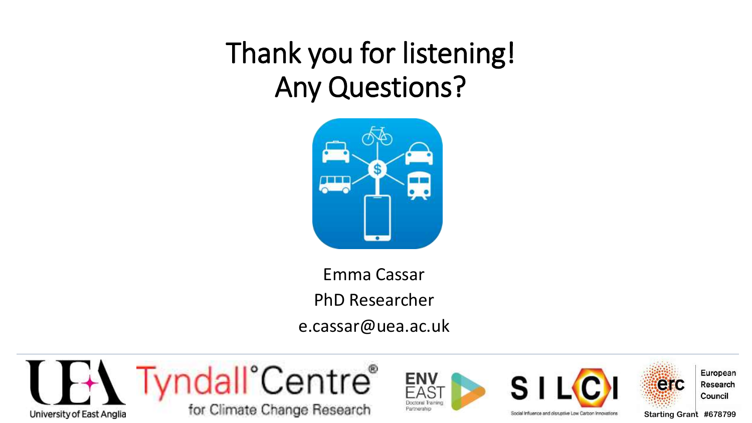# Thank you for listening!
# Any Questions?

Emma Cassar

PhD Researcher

e.cassar@uea.ac.uk

University of East Anglia

Tyndall°Centre® for Climate Change Research

ENV EAST Doctoral Training Partnership

SILCI Social Influence and disruptive Low Carbon Innovations

erc European Research Council Starting Grant #678799